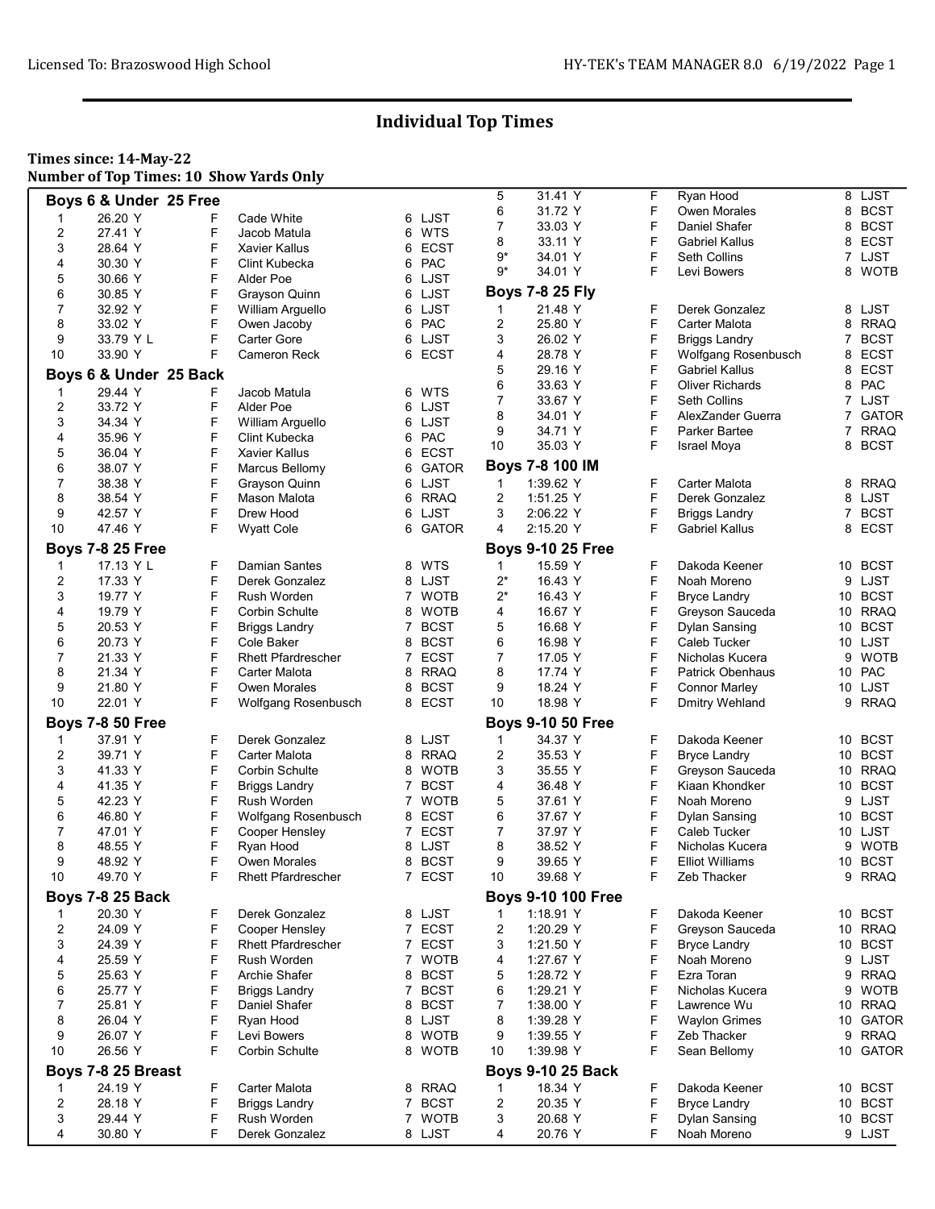# Individual Top Times

**Times since: 14-May-22**
**Number of Top Times: 10 Show Yards Only**

### Boys 6 & Under 25 Free

| | | | | | |
|---|---|---|---|---|---|
| 1 | 26.20 Y | F | Cade White | 6 | LJST |
| 2 | 27.41 Y | F | Jacob Matula | 6 | WTS |
| 3 | 28.64 Y | F | Xavier Kallus | 6 | ECST |
| 4 | 30.30 Y | F | Clint Kubecka | 6 | PAC |
| 5 | 30.66 Y | F | Alder Poe | 6 | LJST |
| 6 | 30.85 Y | F | Grayson Quinn | 6 | LJST |
| 7 | 32.92 Y | F | William Arguello | 6 | LJST |
| 8 | 33.02 Y | F | Owen Jacoby | 6 | PAC |
| 9 | 33.79 Y L | F | Carter Gore | 6 | LJST |
| 10 | 33.90 Y | F | Cameron Reck | 6 | ECST |

### Boys 6 & Under 25 Back

| | | | | | |
|---|---|---|---|---|---|
| 1 | 29.44 Y | F | Jacob Matula | 6 | WTS |
| 2 | 33.72 Y | F | Alder Poe | 6 | LJST |
| 3 | 34.34 Y | F | William Arguello | 6 | LJST |
| 4 | 35.96 Y | F | Clint Kubecka | 6 | PAC |
| 5 | 36.04 Y | F | Xavier Kallus | 6 | ECST |
| 6 | 38.07 Y | F | Marcus Bellomy | 6 | GATOR |
| 7 | 38.38 Y | F | Grayson Quinn | 6 | LJST |
| 8 | 38.54 Y | F | Mason Malota | 6 | RRAQ |
| 9 | 42.57 Y | F | Drew Hood | 6 | LJST |
| 10 | 47.46 Y | F | Wyatt Cole | 6 | GATOR |

### Boys 7-8 25 Free

| | | | | | |
|---|---|---|---|---|---|
| 1 | 17.13 Y L | F | Damian Santes | 8 | WTS |
| 2 | 17.33 Y | F | Derek Gonzalez | 8 | LJST |
| 3 | 19.77 Y | F | Rush Worden | 7 | WOTB |
| 4 | 19.79 Y | F | Corbin Schulte | 8 | WOTB |
| 5 | 20.53 Y | F | Briggs Landry | 7 | BCST |
| 6 | 20.73 Y | F | Cole Baker | 8 | BCST |
| 7 | 21.33 Y | F | Rhett Pfardrescher | 7 | ECST |
| 8 | 21.34 Y | F | Carter Malota | 8 | RRAQ |
| 9 | 21.80 Y | F | Owen Morales | 8 | BCST |
| 10 | 22.01 Y | F | Wolfgang Rosenbusch | 8 | ECST |

### Boys 7-8 50 Free

| | | | | | |
|---|---|---|---|---|---|
| 1 | 37.91 Y | F | Derek Gonzalez | 8 | LJST |
| 2 | 39.71 Y | F | Carter Malota | 8 | RRAQ |
| 3 | 41.33 Y | F | Corbin Schulte | 8 | WOTB |
| 4 | 41.35 Y | F | Briggs Landry | 7 | BCST |
| 5 | 42.23 Y | F | Rush Worden | 7 | WOTB |
| 6 | 46.80 Y | F | Wolfgang Rosenbusch | 8 | ECST |
| 7 | 47.01 Y | F | Cooper Hensley | 7 | ECST |
| 8 | 48.55 Y | F | Ryan Hood | 8 | LJST |
| 9 | 48.92 Y | F | Owen Morales | 8 | BCST |
| 10 | 49.70 Y | F | Rhett Pfardrescher | 7 | ECST |

### Boys 7-8 25 Back

| | | | | | |
|---|---|---|---|---|---|
| 1 | 20.30 Y | F | Derek Gonzalez | 8 | LJST |
| 2 | 24.09 Y | F | Cooper Hensley | 7 | ECST |
| 3 | 24.39 Y | F | Rhett Pfardrescher | 7 | ECST |
| 4 | 25.59 Y | F | Rush Worden | 7 | WOTB |
| 5 | 25.63 Y | F | Archie Shafer | 8 | BCST |
| 6 | 25.77 Y | F | Briggs Landry | 7 | BCST |
| 7 | 25.81 Y | F | Daniel Shafer | 8 | BCST |
| 8 | 26.04 Y | F | Ryan Hood | 8 | LJST |
| 9 | 26.07 Y | F | Levi Bowers | 8 | WOTB |
| 10 | 26.56 Y | F | Corbin Schulte | 8 | WOTB |

### Boys 7-8 25 Breast

| | | | | | |
|---|---|---|---|---|---|
| 1 | 24.19 Y | F | Carter Malota | 8 | RRAQ |
| 2 | 28.18 Y | F | Briggs Landry | 7 | BCST |
| 3 | 29.44 Y | F | Rush Worden | 7 | WOTB |
| 4 | 30.80 Y | F | Derek Gonzalez | 8 | LJST |
| 5 | 31.41 Y | F | Ryan Hood | 8 | LJST |
| 6 | 31.72 Y | F | Owen Morales | 8 | BCST |
| 7 | 33.03 Y | F | Daniel Shafer | 8 | BCST |
| 8 | 33.11 Y | F | Gabriel Kallus | 8 | ECST |
| 9* | 34.01 Y | F | Seth Collins | 7 | LJST |
| 9* | 34.01 Y | F | Levi Bowers | 8 | WOTB |

### Boys 7-8 25 Fly

| | | | | | |
|---|---|---|---|---|---|
| 1 | 21.48 Y | F | Derek Gonzalez | 8 | LJST |
| 2 | 25.80 Y | F | Carter Malota | 8 | RRAQ |
| 3 | 26.02 Y | F | Briggs Landry | 7 | BCST |
| 4 | 28.78 Y | F | Wolfgang Rosenbusch | 8 | ECST |
| 5 | 29.16 Y | F | Gabriel Kallus | 8 | ECST |
| 6 | 33.63 Y | F | Oliver Richards | 8 | PAC |
| 7 | 33.67 Y | F | Seth Collins | 7 | LJST |
| 8 | 34.01 Y | F | AlexZander Guerra | 7 | GATOR |
| 9 | 34.71 Y | F | Parker Bartee | 7 | RRAQ |
| 10 | 35.03 Y | F | Israel Moya | 8 | BCST |

### Boys 7-8 100 IM

| | | | | | |
|---|---|---|---|---|---|
| 1 | 1:39.62 Y | F | Carter Malota | 8 | RRAQ |
| 2 | 1:51.25 Y | F | Derek Gonzalez | 8 | LJST |
| 3 | 2:06.22 Y | F | Briggs Landry | 7 | BCST |
| 4 | 2:15.20 Y | F | Gabriel Kallus | 8 | ECST |

### Boys 9-10 25 Free

| | | | | | |
|---|---|---|---|---|---|
| 1 | 15.59 Y | F | Dakoda Keener | 10 | BCST |
| 2* | 16.43 Y | F | Noah Moreno | 9 | LJST |
| 2* | 16.43 Y | F | Bryce Landry | 10 | BCST |
| 4 | 16.67 Y | F | Greyson Sauceda | 10 | RRAQ |
| 5 | 16.68 Y | F | Dylan Sansing | 10 | BCST |
| 6 | 16.98 Y | F | Caleb Tucker | 10 | LJST |
| 7 | 17.05 Y | F | Nicholas Kucera | 9 | WOTB |
| 8 | 17.74 Y | F | Patrick Obenhaus | 10 | PAC |
| 9 | 18.24 Y | F | Connor Marley | 10 | LJST |
| 10 | 18.98 Y | F | Dmitry Wehland | 9 | RRAQ |

### Boys 9-10 50 Free

| | | | | | |
|---|---|---|---|---|---|
| 1 | 34.37 Y | F | Dakoda Keener | 10 | BCST |
| 2 | 35.53 Y | F | Bryce Landry | 10 | BCST |
| 3 | 35.55 Y | F | Greyson Sauceda | 10 | RRAQ |
| 4 | 36.48 Y | F | Kiaan Khondker | 10 | BCST |
| 5 | 37.61 Y | F | Noah Moreno | 9 | LJST |
| 6 | 37.67 Y | F | Dylan Sansing | 10 | BCST |
| 7 | 37.97 Y | F | Caleb Tucker | 10 | LJST |
| 8 | 38.52 Y | F | Nicholas Kucera | 9 | WOTB |
| 9 | 39.65 Y | F | Elliot Williams | 10 | BCST |
| 10 | 39.68 Y | F | Zeb Thacker | 9 | RRAQ |

### Boys 9-10 100 Free

| | | | | | |
|---|---|---|---|---|---|
| 1 | 1:18.91 Y | F | Dakoda Keener | 10 | BCST |
| 2 | 1:20.29 Y | F | Greyson Sauceda | 10 | RRAQ |
| 3 | 1:21.50 Y | F | Bryce Landry | 10 | BCST |
| 4 | 1:27.67 Y | F | Noah Moreno | 9 | LJST |
| 5 | 1:28.72 Y | F | Ezra Toran | 9 | RRAQ |
| 6 | 1:29.21 Y | F | Nicholas Kucera | 9 | WOTB |
| 7 | 1:38.00 Y | F | Lawrence Wu | 10 | RRAQ |
| 8 | 1:39.28 Y | F | Waylon Grimes | 10 | GATOR |
| 9 | 1:39.55 Y | F | Zeb Thacker | 9 | RRAQ |
| 10 | 1:39.98 Y | F | Sean Bellomy | 10 | GATOR |

### Boys 9-10 25 Back

| | | | | | |
|---|---|---|---|---|---|
| 1 | 18.34 Y | F | Dakoda Keener | 10 | BCST |
| 2 | 20.35 Y | F | Bryce Landry | 10 | BCST |
| 3 | 20.68 Y | F | Dylan Sansing | 10 | BCST |
| 4 | 20.76 Y | F | Noah Moreno | 9 | LJST |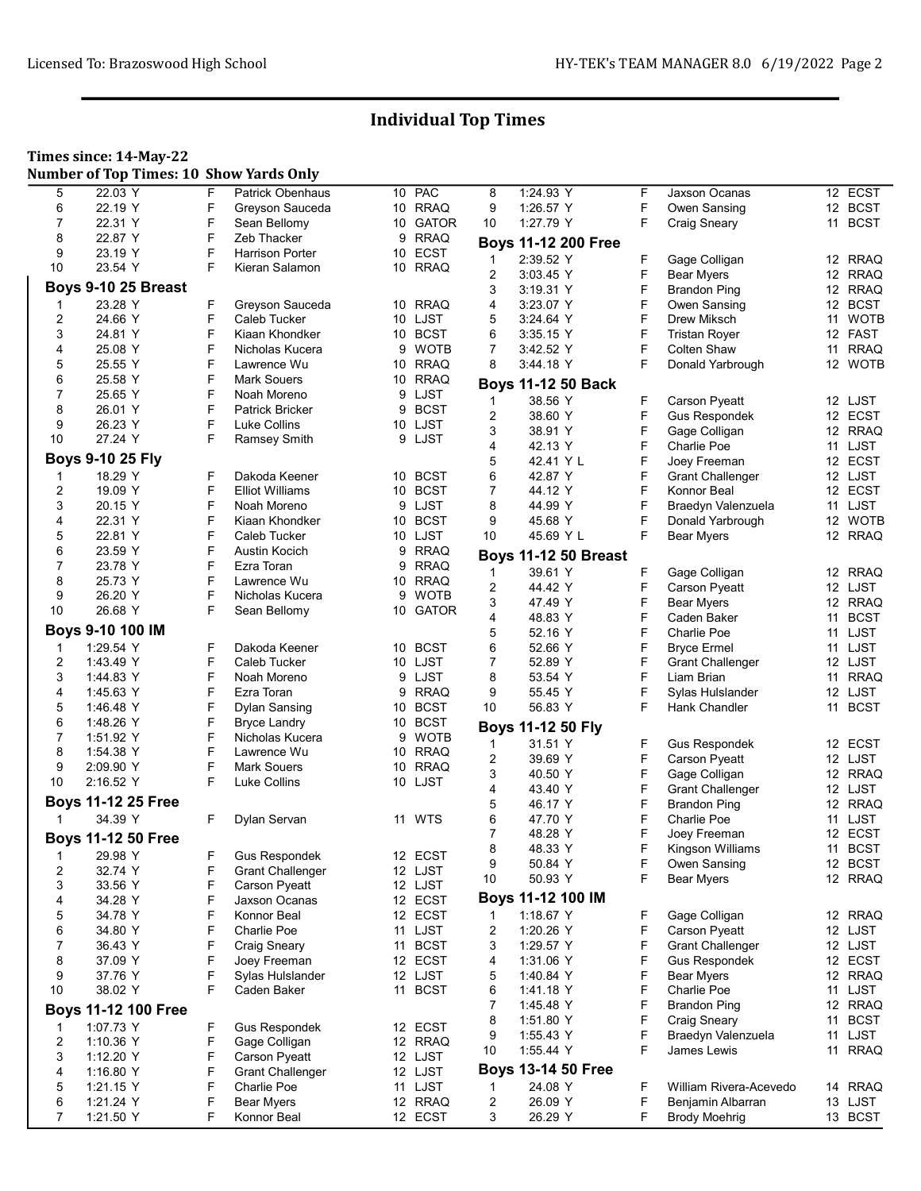# Individual Top Times

**Times since: 14-May-22**
**Number of Top Times: 10 Show Yards Only**

| | | | | | |
|---|---|---|---|---|---|
| 5 | 22.03 Y | F | Patrick Obenhaus | 10 | PAC |
| 6 | 22.19 Y | F | Greyson Sauceda | 10 | RRAQ |
| 7 | 22.31 Y | F | Sean Bellomy | 10 | GATOR |
| 8 | 22.87 Y | F | Zeb Thacker | 9 | RRAQ |
| 9 | 23.19 Y | F | Harrison Porter | 10 | ECST |
| 10 | 23.54 Y | F | Kieran Salamon | 10 | RRAQ |

### Boys 9-10 25 Breast

| | | | | | |
|---|---|---|---|---|---|
| 1 | 23.28 Y | F | Greyson Sauceda | 10 | RRAQ |
| 2 | 24.66 Y | F | Caleb Tucker | 10 | LJST |
| 3 | 24.81 Y | F | Kiaan Khondker | 10 | BCST |
| 4 | 25.08 Y | F | Nicholas Kucera | 9 | WOTB |
| 5 | 25.55 Y | F | Lawrence Wu | 10 | RRAQ |
| 6 | 25.58 Y | F | Mark Souers | 10 | RRAQ |
| 7 | 25.65 Y | F | Noah Moreno | 9 | LJST |
| 8 | 26.01 Y | F | Patrick Bricker | 9 | BCST |
| 9 | 26.23 Y | F | Luke Collins | 10 | LJST |
| 10 | 27.24 Y | F | Ramsey Smith | 9 | LJST |

### Boys 9-10 25 Fly

| | | | | | |
|---|---|---|---|---|---|
| 1 | 18.29 Y | F | Dakoda Keener | 10 | BCST |
| 2 | 19.09 Y | F | Elliot Williams | 10 | BCST |
| 3 | 20.15 Y | F | Noah Moreno | 9 | LJST |
| 4 | 22.31 Y | F | Kiaan Khondker | 10 | BCST |
| 5 | 22.81 Y | F | Caleb Tucker | 10 | LJST |
| 6 | 23.59 Y | F | Austin Kocich | 9 | RRAQ |
| 7 | 23.78 Y | F | Ezra Toran | 9 | RRAQ |
| 8 | 25.73 Y | F | Lawrence Wu | 10 | RRAQ |
| 9 | 26.20 Y | F | Nicholas Kucera | 9 | WOTB |
| 10 | 26.68 Y | F | Sean Bellomy | 10 | GATOR |

### Boys 9-10 100 IM

| | | | | | |
|---|---|---|---|---|---|
| 1 | 1:29.54 Y | F | Dakoda Keener | 10 | BCST |
| 2 | 1:43.49 Y | F | Caleb Tucker | 10 | LJST |
| 3 | 1:44.83 Y | F | Noah Moreno | 9 | LJST |
| 4 | 1:45.63 Y | F | Ezra Toran | 9 | RRAQ |
| 5 | 1:46.48 Y | F | Dylan Sansing | 10 | BCST |
| 6 | 1:48.26 Y | F | Bryce Landry | 10 | BCST |
| 7 | 1:51.92 Y | F | Nicholas Kucera | 9 | WOTB |
| 8 | 1:54.38 Y | F | Lawrence Wu | 10 | RRAQ |
| 9 | 2:09.90 Y | F | Mark Souers | 10 | RRAQ |
| 10 | 2:16.52 Y | F | Luke Collins | 10 | LJST |

### Boys 11-12 25 Free

| | | | | | |
|---|---|---|---|---|---|
| 1 | 34.39 Y | F | Dylan Servan | 11 | WTS |

### Boys 11-12 50 Free

| | | | | | |
|---|---|---|---|---|---|
| 1 | 29.98 Y | F | Gus Respondek | 12 | ECST |
| 2 | 32.74 Y | F | Grant Challenger | 12 | LJST |
| 3 | 33.56 Y | F | Carson Pyeatt | 12 | LJST |
| 4 | 34.28 Y | F | Jaxson Ocanas | 12 | ECST |
| 5 | 34.78 Y | F | Konnor Beal | 12 | ECST |
| 6 | 34.80 Y | F | Charlie Poe | 11 | LJST |
| 7 | 36.43 Y | F | Craig Sneary | 11 | BCST |
| 8 | 37.09 Y | F | Joey Freeman | 12 | ECST |
| 9 | 37.76 Y | F | Sylas Hulslander | 12 | LJST |
| 10 | 38.02 Y | F | Caden Baker | 11 | BCST |

### Boys 11-12 100 Free

| | | | | | |
|---|---|---|---|---|---|
| 1 | 1:07.73 Y | F | Gus Respondek | 12 | ECST |
| 2 | 1:10.36 Y | F | Gage Colligan | 12 | RRAQ |
| 3 | 1:12.20 Y | F | Carson Pyeatt | 12 | LJST |
| 4 | 1:16.80 Y | F | Grant Challenger | 12 | LJST |
| 5 | 1:21.15 Y | F | Charlie Poe | 11 | LJST |
| 6 | 1:21.24 Y | F | Bear Myers | 12 | RRAQ |
| 7 | 1:21.50 Y | F | Konnor Beal | 12 | ECST |
| 8 | 1:24.93 Y | F | Jaxson Ocanas | 12 | ECST |
| 9 | 1:26.57 Y | F | Owen Sansing | 12 | BCST |
| 10 | 1:27.79 Y | F | Craig Sneary | 11 | BCST |

### Boys 11-12 200 Free

| | | | | | |
|---|---|---|---|---|---|
| 1 | 2:39.52 Y | F | Gage Colligan | 12 | RRAQ |
| 2 | 3:03.45 Y | F | Bear Myers | 12 | RRAQ |
| 3 | 3:19.31 Y | F | Brandon Ping | 12 | RRAQ |
| 4 | 3:23.07 Y | F | Owen Sansing | 12 | BCST |
| 5 | 3:24.64 Y | F | Drew Miksch | 11 | WOTB |
| 6 | 3:35.15 Y | F | Tristan Royer | 12 | FAST |
| 7 | 3:42.52 Y | F | Colten Shaw | 11 | RRAQ |
| 8 | 3:44.18 Y | F | Donald Yarbrough | 12 | WOTB |

### Boys 11-12 50 Back

| | | | | | |
|---|---|---|---|---|---|
| 1 | 38.56 Y | F | Carson Pyeatt | 12 | LJST |
| 2 | 38.60 Y | F | Gus Respondek | 12 | ECST |
| 3 | 38.91 Y | F | Gage Colligan | 12 | RRAQ |
| 4 | 42.13 Y | F | Charlie Poe | 11 | LJST |
| 5 | 42.41 Y L | F | Joey Freeman | 12 | ECST |
| 6 | 42.87 Y | F | Grant Challenger | 12 | LJST |
| 7 | 44.12 Y | F | Konnor Beal | 12 | ECST |
| 8 | 44.99 Y | F | Braedyn Valenzuela | 11 | LJST |
| 9 | 45.68 Y | F | Donald Yarbrough | 12 | WOTB |
| 10 | 45.69 Y L | F | Bear Myers | 12 | RRAQ |

### Boys 11-12 50 Breast

| | | | | | |
|---|---|---|---|---|---|
| 1 | 39.61 Y | F | Gage Colligan | 12 | RRAQ |
| 2 | 44.42 Y | F | Carson Pyeatt | 12 | LJST |
| 3 | 47.49 Y | F | Bear Myers | 12 | RRAQ |
| 4 | 48.83 Y | F | Caden Baker | 11 | BCST |
| 5 | 52.16 Y | F | Charlie Poe | 11 | LJST |
| 6 | 52.66 Y | F | Bryce Ermel | 11 | LJST |
| 7 | 52.89 Y | F | Grant Challenger | 12 | LJST |
| 8 | 53.54 Y | F | Liam Brian | 11 | RRAQ |
| 9 | 55.45 Y | F | Sylas Hulslander | 12 | LJST |
| 10 | 56.83 Y | F | Hank Chandler | 11 | BCST |

### Boys 11-12 50 Fly

| | | | | | |
|---|---|---|---|---|---|
| 1 | 31.51 Y | F | Gus Respondek | 12 | ECST |
| 2 | 39.69 Y | F | Carson Pyeatt | 12 | LJST |
| 3 | 40.50 Y | F | Gage Colligan | 12 | RRAQ |
| 4 | 43.40 Y | F | Grant Challenger | 12 | LJST |
| 5 | 46.17 Y | F | Brandon Ping | 12 | RRAQ |
| 6 | 47.70 Y | F | Charlie Poe | 11 | LJST |
| 7 | 48.28 Y | F | Joey Freeman | 12 | ECST |
| 8 | 48.33 Y | F | Kingson Williams | 11 | BCST |
| 9 | 50.84 Y | F | Owen Sansing | 12 | BCST |
| 10 | 50.93 Y | F | Bear Myers | 12 | RRAQ |

### Boys 11-12 100 IM

| | | | | | |
|---|---|---|---|---|---|
| 1 | 1:18.67 Y | F | Gage Colligan | 12 | RRAQ |
| 2 | 1:20.26 Y | F | Carson Pyeatt | 12 | LJST |
| 3 | 1:29.57 Y | F | Grant Challenger | 12 | LJST |
| 4 | 1:31.06 Y | F | Gus Respondek | 12 | ECST |
| 5 | 1:40.84 Y | F | Bear Myers | 12 | RRAQ |
| 6 | 1:41.18 Y | F | Charlie Poe | 11 | LJST |
| 7 | 1:45.48 Y | F | Brandon Ping | 12 | RRAQ |
| 8 | 1:51.80 Y | F | Craig Sneary | 11 | BCST |
| 9 | 1:55.43 Y | F | Braedyn Valenzuela | 11 | LJST |
| 10 | 1:55.44 Y | F | James Lewis | 11 | RRAQ |

### Boys 13-14 50 Free

| | | | | | |
|---|---|---|---|---|---|
| 1 | 24.08 Y | F | William Rivera-Acevedo | 14 | RRAQ |
| 2 | 26.09 Y | F | Benjamin Albarran | 13 | LJST |
| 3 | 26.29 Y | F | Brody Moehrig | 13 | BCST |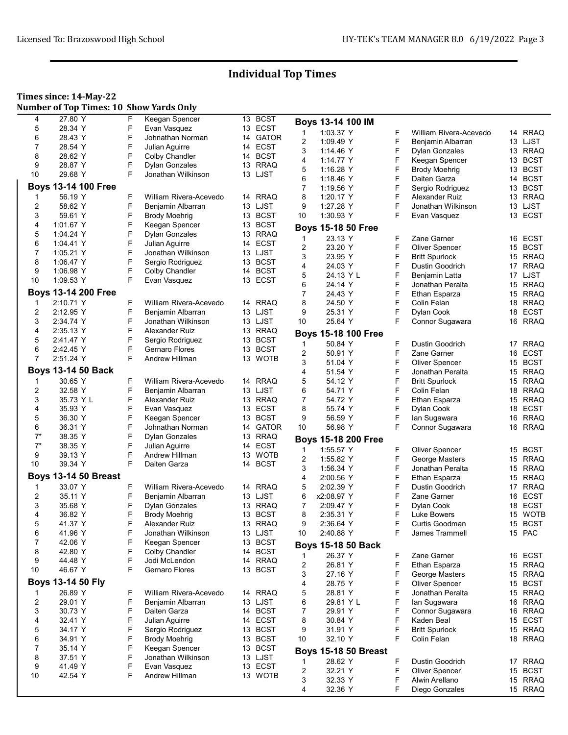# Individual Top Times

**Times since: 14-May-22**
**Number of Top Times: 10 Show Yards Only**

| Rank | Time | | Name | Age | Team |
|---|---|---|---|---|---|
| 4 | 27.80 Y | F | Keegan Spencer | 13 | BCST |
| 5 | 28.34 Y | F | Evan Vasquez | 13 | ECST |
| 6 | 28.43 Y | F | Johnathan Norman | 14 | GATOR |
| 7 | 28.54 Y | F | Julian Aguirre | 14 | ECST |
| 8 | 28.62 Y | F | Colby Chandler | 14 | BCST |
| 9 | 28.87 Y | F | Dylan Gonzales | 13 | RRAQ |
| 10 | 29.68 Y | F | Jonathan Wilkinson | 13 | LJST |

### Boys 13-14 100 Free

| Rank | Time | | Name | Age | Team |
|---|---|---|---|---|---|
| 1 | 56.19 Y | F | William Rivera-Acevedo | 14 | RRAQ |
| 2 | 58.62 Y | F | Benjamin Albarran | 13 | LJST |
| 3 | 59.61 Y | F | Brody Moehrig | 13 | BCST |
| 4 | 1:01.67 Y | F | Keegan Spencer | 13 | BCST |
| 5 | 1:04.24 Y | F | Dylan Gonzales | 13 | RRAQ |
| 6 | 1:04.41 Y | F | Julian Aguirre | 14 | ECST |
| 7 | 1:05.21 Y | F | Jonathan Wilkinson | 13 | LJST |
| 8 | 1:06.47 Y | F | Sergio Rodriguez | 13 | BCST |
| 9 | 1:06.98 Y | F | Colby Chandler | 14 | BCST |
| 10 | 1:09.53 Y | F | Evan Vasquez | 13 | ECST |

### Boys 13-14 200 Free

| Rank | Time | | Name | Age | Team |
|---|---|---|---|---|---|
| 1 | 2:10.71 Y | F | William Rivera-Acevedo | 14 | RRAQ |
| 2 | 2:12.95 Y | F | Benjamin Albarran | 13 | LJST |
| 3 | 2:34.74 Y | F | Jonathan Wilkinson | 13 | LJST |
| 4 | 2:35.13 Y | F | Alexander Ruiz | 13 | RRAQ |
| 5 | 2:41.47 Y | F | Sergio Rodriguez | 13 | BCST |
| 6 | 2:42.45 Y | F | Gernaro Flores | 13 | BCST |
| 7 | 2:51.24 Y | F | Andrew Hillman | 13 | WOTB |

### Boys 13-14 50 Back

| Rank | Time | | Name | Age | Team |
|---|---|---|---|---|---|
| 1 | 30.65 Y | F | William Rivera-Acevedo | 14 | RRAQ |
| 2 | 32.58 Y | F | Benjamin Albarran | 13 | LJST |
| 3 | 35.73 Y L | F | Alexander Ruiz | 13 | RRAQ |
| 4 | 35.93 Y | F | Evan Vasquez | 13 | ECST |
| 5 | 36.30 Y | F | Keegan Spencer | 13 | BCST |
| 6 | 36.31 Y | F | Johnathan Norman | 14 | GATOR |
| 7* | 38.35 Y | F | Dylan Gonzales | 13 | RRAQ |
| 7* | 38.35 Y | F | Julian Aguirre | 14 | ECST |
| 9 | 39.13 Y | F | Andrew Hillman | 13 | WOTB |
| 10 | 39.34 Y | F | Daiten Garza | 14 | BCST |

### Boys 13-14 50 Breast

| Rank | Time | | Name | Age | Team |
|---|---|---|---|---|---|
| 1 | 33.07 Y | F | William Rivera-Acevedo | 14 | RRAQ |
| 2 | 35.11 Y | F | Benjamin Albarran | 13 | LJST |
| 3 | 35.68 Y | F | Dylan Gonzales | 13 | RRAQ |
| 4 | 36.82 Y | F | Brody Moehrig | 13 | BCST |
| 5 | 41.37 Y | F | Alexander Ruiz | 13 | RRAQ |
| 6 | 41.96 Y | F | Jonathan Wilkinson | 13 | LJST |
| 7 | 42.06 Y | F | Keegan Spencer | 13 | BCST |
| 8 | 42.80 Y | F | Colby Chandler | 14 | BCST |
| 9 | 44.48 Y | F | Jodi McLendon | 14 | RRAQ |
| 10 | 46.67 Y | F | Gernaro Flores | 13 | BCST |

### Boys 13-14 50 Fly

| Rank | Time | | Name | Age | Team |
|---|---|---|---|---|---|
| 1 | 26.89 Y | F | William Rivera-Acevedo | 14 | RRAQ |
| 2 | 29.01 Y | F | Benjamin Albarran | 13 | LJST |
| 3 | 30.73 Y | F | Daiten Garza | 14 | BCST |
| 4 | 32.41 Y | F | Julian Aguirre | 14 | ECST |
| 5 | 34.17 Y | F | Sergio Rodriguez | 13 | BCST |
| 6 | 34.91 Y | F | Brody Moehrig | 13 | BCST |
| 7 | 35.14 Y | F | Keegan Spencer | 13 | BCST |
| 8 | 37.51 Y | F | Jonathan Wilkinson | 13 | LJST |
| 9 | 41.49 Y | F | Evan Vasquez | 13 | ECST |
| 10 | 42.54 Y | F | Andrew Hillman | 13 | WOTB |

### Boys 13-14 100 IM

| Rank | Time | | Name | Age | Team |
|---|---|---|---|---|---|
| 1 | 1:03.37 Y | F | William Rivera-Acevedo | 14 | RRAQ |
| 2 | 1:09.49 Y | F | Benjamin Albarran | 13 | LJST |
| 3 | 1:14.46 Y | F | Dylan Gonzales | 13 | RRAQ |
| 4 | 1:14.77 Y | F | Keegan Spencer | 13 | BCST |
| 5 | 1:16.28 Y | F | Brody Moehrig | 13 | BCST |
| 6 | 1:18.46 Y | F | Daiten Garza | 14 | BCST |
| 7 | 1:19.56 Y | F | Sergio Rodriguez | 13 | BCST |
| 8 | 1:20.17 Y | F | Alexander Ruiz | 13 | RRAQ |
| 9 | 1:27.28 Y | F | Jonathan Wilkinson | 13 | LJST |
| 10 | 1:30.93 Y | F | Evan Vasquez | 13 | ECST |

### Boys 15-18 50 Free

| Rank | Time | | Name | Age | Team |
|---|---|---|---|---|---|
| 1 | 23.13 Y | F | Zane Garner | 16 | ECST |
| 2 | 23.20 Y | F | Oliver Spencer | 15 | BCST |
| 3 | 23.95 Y | F | Britt Spurlock | 15 | RRAQ |
| 4 | 24.03 Y | F | Dustin Goodrich | 17 | RRAQ |
| 5 | 24.13 Y L | F | Benjamin Latta | 17 | LJST |
| 6 | 24.14 Y | F | Jonathan Peralta | 15 | RRAQ |
| 7 | 24.43 Y | F | Ethan Esparza | 15 | RRAQ |
| 8 | 24.50 Y | F | Colin Felan | 18 | RRAQ |
| 9 | 25.31 Y | F | Dylan Cook | 18 | ECST |
| 10 | 25.64 Y | F | Connor Sugawara | 16 | RRAQ |

### Boys 15-18 100 Free

| Rank | Time | | Name | Age | Team |
|---|---|---|---|---|---|
| 1 | 50.84 Y | F | Dustin Goodrich | 17 | RRAQ |
| 2 | 50.91 Y | F | Zane Garner | 16 | ECST |
| 3 | 51.04 Y | F | Oliver Spencer | 15 | BCST |
| 4 | 51.54 Y | F | Jonathan Peralta | 15 | RRAQ |
| 5 | 54.12 Y | F | Britt Spurlock | 15 | RRAQ |
| 6 | 54.71 Y | F | Colin Felan | 18 | RRAQ |
| 7 | 54.72 Y | F | Ethan Esparza | 15 | RRAQ |
| 8 | 55.74 Y | F | Dylan Cook | 18 | ECST |
| 9 | 56.59 Y | F | Ian Sugawara | 16 | RRAQ |
| 10 | 56.98 Y | F | Connor Sugawara | 16 | RRAQ |

### Boys 15-18 200 Free

| Rank | Time | | Name | Age | Team |
|---|---|---|---|---|---|
| 1 | 1:55.57 Y | F | Oliver Spencer | 15 | BCST |
| 2 | 1:55.82 Y | F | George Masters | 15 | RRAQ |
| 3 | 1:56.34 Y | F | Jonathan Peralta | 15 | RRAQ |
| 4 | 2:00.56 Y | F | Ethan Esparza | 15 | RRAQ |
| 5 | 2:02.39 Y | F | Dustin Goodrich | 17 | RRAQ |
| 6 | x2:08.97 Y | F | Zane Garner | 16 | ECST |
| 7 | 2:09.47 Y | F | Dylan Cook | 18 | ECST |
| 8 | 2:35.31 Y | F | Luke Bowers | 15 | WOTB |
| 9 | 2:36.64 Y | F | Curtis Goodman | 15 | BCST |
| 10 | 2:40.88 Y | F | James Trammell | 15 | PAC |

### Boys 15-18 50 Back

| Rank | Time | | Name | Age | Team |
|---|---|---|---|---|---|
| 1 | 26.37 Y | F | Zane Garner | 16 | ECST |
| 2 | 26.81 Y | F | Ethan Esparza | 15 | RRAQ |
| 3 | 27.16 Y | F | George Masters | 15 | RRAQ |
| 4 | 28.75 Y | F | Oliver Spencer | 15 | BCST |
| 5 | 28.81 Y | F | Jonathan Peralta | 15 | RRAQ |
| 6 | 29.81 Y L | F | Ian Sugawara | 16 | RRAQ |
| 7 | 29.91 Y | F | Connor Sugawara | 16 | RRAQ |
| 8 | 30.84 Y | F | Kaden Beal | 15 | ECST |
| 9 | 31.91 Y | F | Britt Spurlock | 15 | RRAQ |
| 10 | 32.10 Y | F | Colin Felan | 18 | RRAQ |

### Boys 15-18 50 Breast

| Rank | Time | | Name | Age | Team |
|---|---|---|---|---|---|
| 1 | 28.62 Y | F | Dustin Goodrich | 17 | RRAQ |
| 2 | 32.21 Y | F | Oliver Spencer | 15 | BCST |
| 3 | 32.33 Y | F | Alwin Arellano | 15 | RRAQ |
| 4 | 32.36 Y | F | Diego Gonzales | 15 | RRAQ |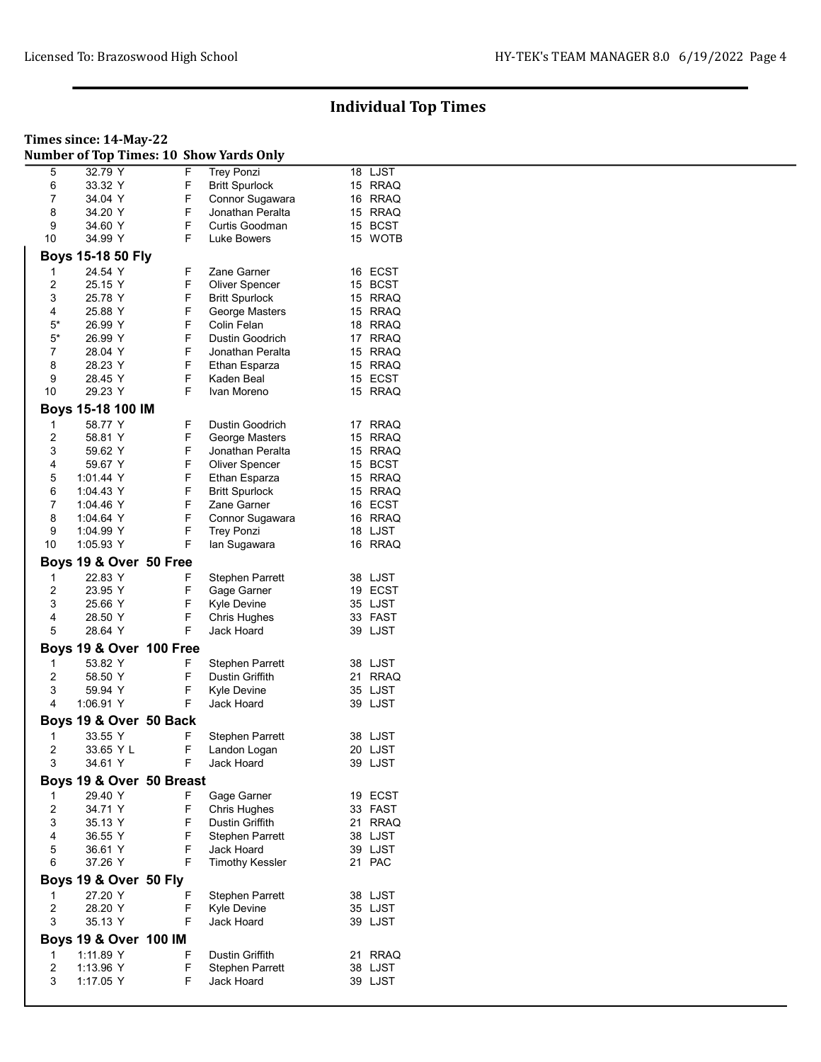## Individual Top Times

**Times since: 14-May-22**
**Number of Top Times: 10 Show Yards Only**

| | | | | | |
|---|---|---|---|---|---|
| 5 | 32.79 Y | F | Trey Ponzi | 18 | LJST |
| 6 | 33.32 Y | F | Britt Spurlock | 15 | RRAQ |
| 7 | 34.04 Y | F | Connor Sugawara | 16 | RRAQ |
| 8 | 34.20 Y | F | Jonathan Peralta | 15 | RRAQ |
| 9 | 34.60 Y | F | Curtis Goodman | 15 | BCST |
| 10 | 34.99 Y | F | Luke Bowers | 15 | WOTB |

### Boys 15-18 50 Fly

| | | | | | |
|---|---|---|---|---|---|
| 1 | 24.54 Y | F | Zane Garner | 16 | ECST |
| 2 | 25.15 Y | F | Oliver Spencer | 15 | BCST |
| 3 | 25.78 Y | F | Britt Spurlock | 15 | RRAQ |
| 4 | 25.88 Y | F | George Masters | 15 | RRAQ |
| 5* | 26.99 Y | F | Colin Felan | 18 | RRAQ |
| 5* | 26.99 Y | F | Dustin Goodrich | 17 | RRAQ |
| 7 | 28.04 Y | F | Jonathan Peralta | 15 | RRAQ |
| 8 | 28.23 Y | F | Ethan Esparza | 15 | RRAQ |
| 9 | 28.45 Y | F | Kaden Beal | 15 | ECST |
| 10 | 29.23 Y | F | Ivan Moreno | 15 | RRAQ |

### Boys 15-18 100 IM

| | | | | | |
|---|---|---|---|---|---|
| 1 | 58.77 Y | F | Dustin Goodrich | 17 | RRAQ |
| 2 | 58.81 Y | F | George Masters | 15 | RRAQ |
| 3 | 59.62 Y | F | Jonathan Peralta | 15 | RRAQ |
| 4 | 59.67 Y | F | Oliver Spencer | 15 | BCST |
| 5 | 1:01.44 Y | F | Ethan Esparza | 15 | RRAQ |
| 6 | 1:04.43 Y | F | Britt Spurlock | 15 | RRAQ |
| 7 | 1:04.46 Y | F | Zane Garner | 16 | ECST |
| 8 | 1:04.64 Y | F | Connor Sugawara | 16 | RRAQ |
| 9 | 1:04.99 Y | F | Trey Ponzi | 18 | LJST |
| 10 | 1:05.93 Y | F | Ian Sugawara | 16 | RRAQ |

### Boys 19 & Over 50 Free

| | | | | | |
|---|---|---|---|---|---|
| 1 | 22.83 Y | F | Stephen Parrett | 38 | LJST |
| 2 | 23.95 Y | F | Gage Garner | 19 | ECST |
| 3 | 25.66 Y | F | Kyle Devine | 35 | LJST |
| 4 | 28.50 Y | F | Chris Hughes | 33 | FAST |
| 5 | 28.64 Y | F | Jack Hoard | 39 | LJST |

### Boys 19 & Over 100 Free

| | | | | | |
|---|---|---|---|---|---|
| 1 | 53.82 Y | F | Stephen Parrett | 38 | LJST |
| 2 | 58.50 Y | F | Dustin Griffith | 21 | RRAQ |
| 3 | 59.94 Y | F | Kyle Devine | 35 | LJST |
| 4 | 1:06.91 Y | F | Jack Hoard | 39 | LJST |

### Boys 19 & Over 50 Back

| | | | | | |
|---|---|---|---|---|---|
| 1 | 33.55 Y | F | Stephen Parrett | 38 | LJST |
| 2 | 33.65 Y L | F | Landon Logan | 20 | LJST |
| 3 | 34.61 Y | F | Jack Hoard | 39 | LJST |

### Boys 19 & Over 50 Breast

| | | | | | |
|---|---|---|---|---|---|
| 1 | 29.40 Y | F | Gage Garner | 19 | ECST |
| 2 | 34.71 Y | F | Chris Hughes | 33 | FAST |
| 3 | 35.13 Y | F | Dustin Griffith | 21 | RRAQ |
| 4 | 36.55 Y | F | Stephen Parrett | 38 | LJST |
| 5 | 36.61 Y | F | Jack Hoard | 39 | LJST |
| 6 | 37.26 Y | F | Timothy Kessler | 21 | PAC |

### Boys 19 & Over 50 Fly

| | | | | | |
|---|---|---|---|---|---|
| 1 | 27.20 Y | F | Stephen Parrett | 38 | LJST |
| 2 | 28.20 Y | F | Kyle Devine | 35 | LJST |
| 3 | 35.13 Y | F | Jack Hoard | 39 | LJST |

### Boys 19 & Over 100 IM

| | | | | | |
|---|---|---|---|---|---|
| 1 | 1:11.89 Y | F | Dustin Griffith | 21 | RRAQ |
| 2 | 1:13.96 Y | F | Stephen Parrett | 38 | LJST |
| 3 | 1:17.05 Y | F | Jack Hoard | 39 | LJST |